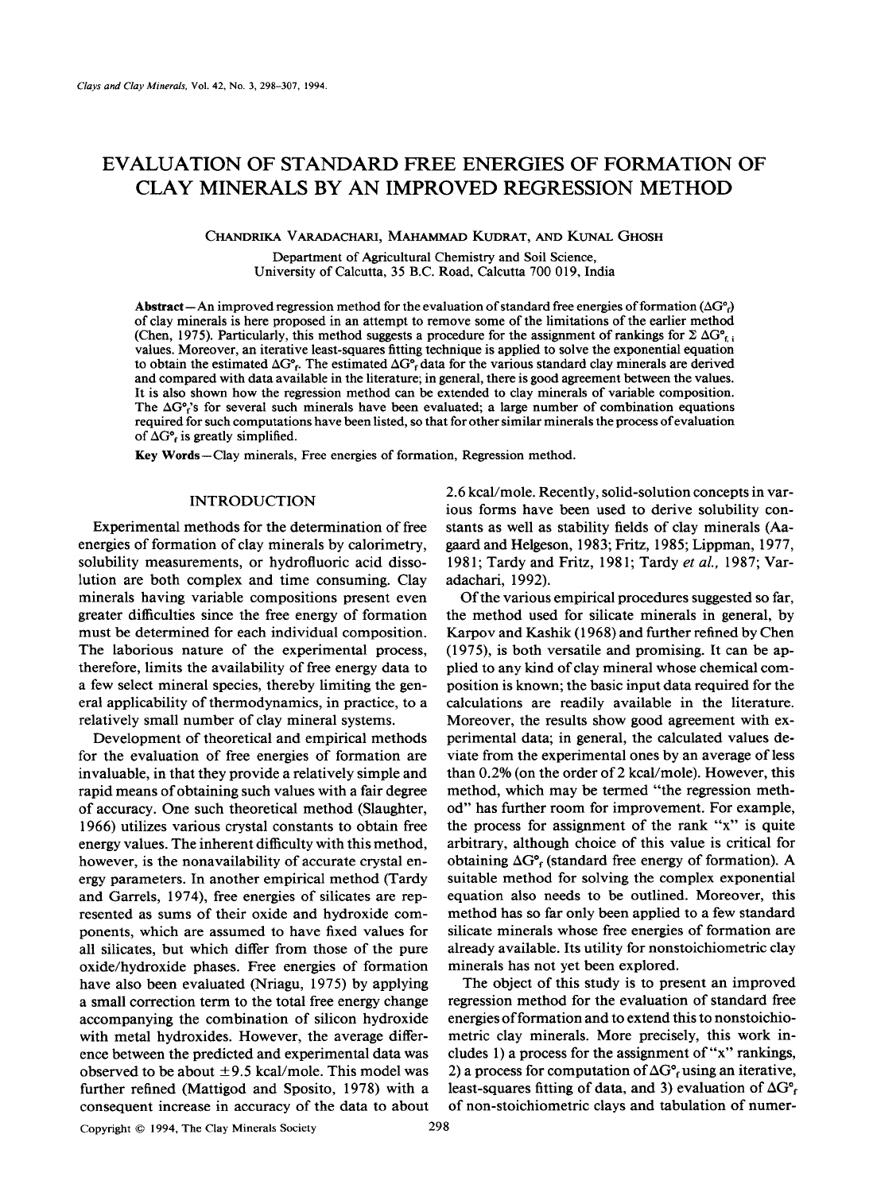# EVALUATION OF STANDARD FREE ENERGIES OF FORMATION OF CLAY MINERALS BY AN IMPROVED REGRESSION METHOD

CHANDRIKA VARADACHARI, MAHAMMAD KUDRAT, AND KUNAL GHOSH

Department of Agricultural Chemistry and Soil Science,
University of Calcutta, 35 B.C. Road, Calcutta 700 019, India

**Abstract**—An improved regression method for the evaluation of standard free energies of formation ($\Delta G^\circ_f$) of clay minerals is here proposed in an attempt to remove some of the limitations of the earlier method (Chen, 1975). Particularly, this method suggests a procedure for the assignment of rankings for $\Sigma\, \Delta G^\circ_{f,i}$ values. Moreover, an iterative least-squares fitting technique is applied to solve the exponential equation to obtain the estimated $\Delta G^\circ_f$. The estimated $\Delta G^\circ_f$ data for the various standard clay minerals are derived and compared with data available in the literature; in general, there is good agreement between the values. It is also shown how the regression method can be extended to clay minerals of variable composition. The $\Delta G^\circ_f$'s for several such minerals have been evaluated; a large number of combination equations required for such computations have been listed, so that for other similar minerals the process of evaluation of $\Delta G^\circ_f$ is greatly simplified.

**Key Words**—Clay minerals, Free energies of formation, Regression method.

## INTRODUCTION

Experimental methods for the determination of free energies of formation of clay minerals by calorimetry, solubility measurements, or hydrofluoric acid dissolution are both complex and time consuming. Clay minerals having variable compositions present even greater difficulties since the free energy of formation must be determined for each individual composition. The laborious nature of the experimental process, therefore, limits the availability of free energy data to a few select mineral species, thereby limiting the general applicability of thermodynamics, in practice, to a relatively small number of clay mineral systems.

Development of theoretical and empirical methods for the evaluation of free energies of formation are invaluable, in that they provide a relatively simple and rapid means of obtaining such values with a fair degree of accuracy. One such theoretical method (Slaughter, 1966) utilizes various crystal constants to obtain free energy values. The inherent difficulty with this method, however, is the nonavailability of accurate crystal energy parameters. In another empirical method (Tardy and Garrels, 1974), free energies of silicates are represented as sums of their oxide and hydroxide components, which are assumed to have fixed values for all silicates, but which differ from those of the pure oxide/hydroxide phases. Free energies of formation have also been evaluated (Nriagu, 1975) by applying a small correction term to the total free energy change accompanying the combination of silicon hydroxide with metal hydroxides. However, the average difference between the predicted and experimental data was observed to be about $\pm 9.5$ kcal/mole. This model was further refined (Mattigod and Sposito, 1978) with a consequent increase in accuracy of the data to about 2.6 kcal/mole. Recently, solid-solution concepts in various forms have been used to derive solubility constants as well as stability fields of clay minerals (Aagaard and Helgeson, 1983; Fritz, 1985; Lippman, 1977, 1981; Tardy and Fritz, 1981; Tardy *et al.*, 1987; Varadachari, 1992).

Of the various empirical procedures suggested so far, the method used for silicate minerals in general, by Karpov and Kashik (1968) and further refined by Chen (1975), is both versatile and promising. It can be applied to any kind of clay mineral whose chemical composition is known; the basic input data required for the calculations are readily available in the literature. Moreover, the results show good agreement with experimental data; in general, the calculated values deviate from the experimental ones by an average of less than 0.2% (on the order of 2 kcal/mole). However, this method, which may be termed "the regression method" has further room for improvement. For example, the process for assignment of the rank "x" is quite arbitrary, although choice of this value is critical for obtaining $\Delta G^\circ_f$ (standard free energy of formation). A suitable method for solving the complex exponential equation also needs to be outlined. Moreover, this method has so far only been applied to a few standard silicate minerals whose free energies of formation are already available. Its utility for nonstoichiometric clay minerals has not yet been explored.

The object of this study is to present an improved regression method for the evaluation of standard free energies of formation and to extend this to nonstoichiometric clay minerals. More precisely, this work includes 1) a process for the assignment of "x" rankings, 2) a process for computation of $\Delta G^\circ_f$ using an iterative, least-squares fitting of data, and 3) evaluation of $\Delta G^\circ_f$ of non-stoichiometric clays and tabulation of numer-

Copyright © 1994, The Clay Minerals Society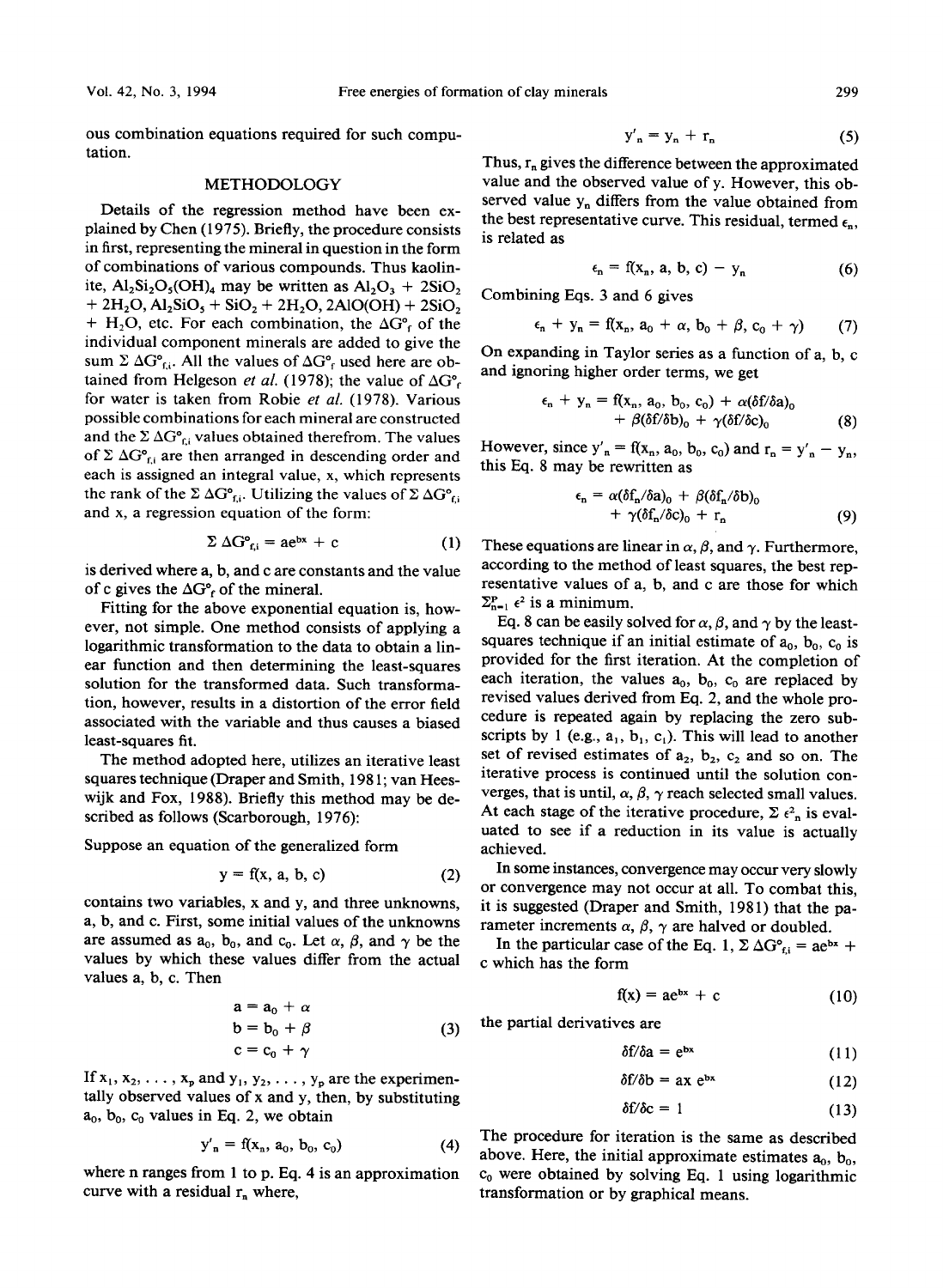ous combination equations required for such computation.

## METHODOLOGY

Details of the regression method have been explained by Chen (1975). Briefly, the procedure consists in first, representing the mineral in question in the form of combinations of various compounds. Thus kaolinite, $Al_2Si_2O_5(OH)_4$ may be written as $Al_2O_3$ + $2SiO_2$ + $2H_2O$, $Al_2SiO_5$ + $SiO_2$ + $2H_2O$, $2AlO(OH)$ + $2SiO_2$ + $H_2O$, etc. For each combination, the $\Delta G°_f$ of the individual component minerals are added to give the sum $\Sigma\ \Delta G°_{f,i}$. All the values of $\Delta G°_f$ used here are obtained from Helgeson *et al.* (1978); the value of $\Delta G°_f$ for water is taken from Robie *et al.* (1978). Various possible combinations for each mineral are constructed and the $\Sigma\ \Delta G°_{f,i}$ values obtained therefrom. The values of $\Sigma\ \Delta G°_{f,i}$ are then arranged in descending order and each is assigned an integral value, x, which represents the rank of the $\Sigma\ \Delta G°_{f,i}$. Utilizing the values of $\Sigma\ \Delta G°_{f,i}$ and x, a regression equation of the form:

$$\Sigma\ \Delta G°_{f,i} = ae^{bx} + c \quad (1)$$

is derived where a, b, and c are constants and the value of c gives the $\Delta G°_f$ of the mineral.

Fitting for the above exponential equation is, however, not simple. One method consists of applying a logarithmic transformation to the data to obtain a linear function and then determining the least-squares solution for the transformed data. Such transformation, however, results in a distortion of the error field associated with the variable and thus causes a biased least-squares fit.

The method adopted here, utilizes an iterative least squares technique (Draper and Smith, 1981; van Heeswijk and Fox, 1988). Briefly this method may be described as follows (Scarborough, 1976):

Suppose an equation of the generalized form

$$y = f(x, a, b, c) \quad (2)$$

contains two variables, x and y, and three unknowns, a, b, and c. First, some initial values of the unknowns are assumed as $a_0$, $b_0$, and $c_0$. Let $\alpha$, $\beta$, and $\gamma$ be the values by which these values differ from the actual values a, b, c. Then

$$a = a_0 + \alpha$$
$$b = b_0 + \beta \quad (3)$$
$$c = c_0 + \gamma$$

If $x_1, x_2, \ldots, x_p$ and $y_1, y_2, \ldots, y_p$ are the experimentally observed values of x and y, then, by substituting $a_0$, $b_0$, $c_0$ values in Eq. 2, we obtain

$$y'_n = f(x_n, a_0, b_0, c_0) \quad (4)$$

where n ranges from 1 to p. Eq. 4 is an approximation curve with a residual $r_n$ where,

$$y'_n = y_n + r_n \quad (5)$$

Thus, $r_n$ gives the difference between the approximated value and the observed value of y. However, this observed value $y_n$ differs from the value obtained from the best representative curve. This residual, termed $\epsilon_n$, is related as

$$\epsilon_n = f(x_n, a, b, c) - y_n \quad (6)$$

Combining Eqs. 3 and 6 gives

$$\epsilon_n + y_n = f(x_n, a_0 + \alpha, b_0 + \beta, c_0 + \gamma) \quad (7)$$

On expanding in Taylor series as a function of a, b, c and ignoring higher order terms, we get

$$\epsilon_n + y_n = f(x_n, a_0, b_0, c_0) + \alpha(\delta f/\delta a)_0 + \beta(\delta f/\delta b)_0 + \gamma(\delta f/\delta c)_0 \quad (8)$$

However, since $y'_n = f(x_n, a_0, b_0, c_0)$ and $r_n = y'_n - y_n$, this Eq. 8 may be rewritten as

$$\epsilon_n = \alpha(\delta f_n/\delta a)_0 + \beta(\delta f_n/\delta b)_0 + \gamma(\delta f_n/\delta c)_0 + r_n \quad (9)$$

These equations are linear in $\alpha$, $\beta$, and $\gamma$. Furthermore, according to the method of least squares, the best representative values of a, b, and c are those for which $\Sigma^p_{n=1}\ \epsilon^2$ is a minimum.

Eq. 8 can be easily solved for $\alpha$, $\beta$, and $\gamma$ by the least-squares technique if an initial estimate of $a_0$, $b_0$, $c_0$ is provided for the first iteration. At the completion of each iteration, the values $a_0$, $b_0$, $c_0$ are replaced by revised values derived from Eq. 2, and the whole procedure is repeated again by replacing the zero subscripts by 1 (e.g., $a_1$, $b_1$, $c_1$). This will lead to another set of revised estimates of $a_2$, $b_2$, $c_2$ and so on. The iterative process is continued until the solution converges, that is until, $\alpha$, $\beta$, $\gamma$ reach selected small values. At each stage of the iterative procedure, $\Sigma\ \epsilon^2_n$ is evaluated to see if a reduction in its value is actually achieved.

In some instances, convergence may occur very slowly or convergence may not occur at all. To combat this, it is suggested (Draper and Smith, 1981) that the parameter increments $\alpha$, $\beta$, $\gamma$ are halved or doubled.

In the particular case of the Eq. 1, $\Sigma\ \Delta G°_{f,i} = ae^{bx} + c$ which has the form

$$f(x) = ae^{bx} + c \quad (10)$$

the partial derivatives are

$$\delta f/\delta a = e^{bx} \quad (11)$$

$$\delta f/\delta b = ax\ e^{bx} \quad (12)$$

$$\delta f/\delta c = 1 \quad (13)$$

The procedure for iteration is the same as described above. Here, the initial approximate estimates $a_0$, $b_0$, $c_0$ were obtained by solving Eq. 1 using logarithmic transformation or by graphical means.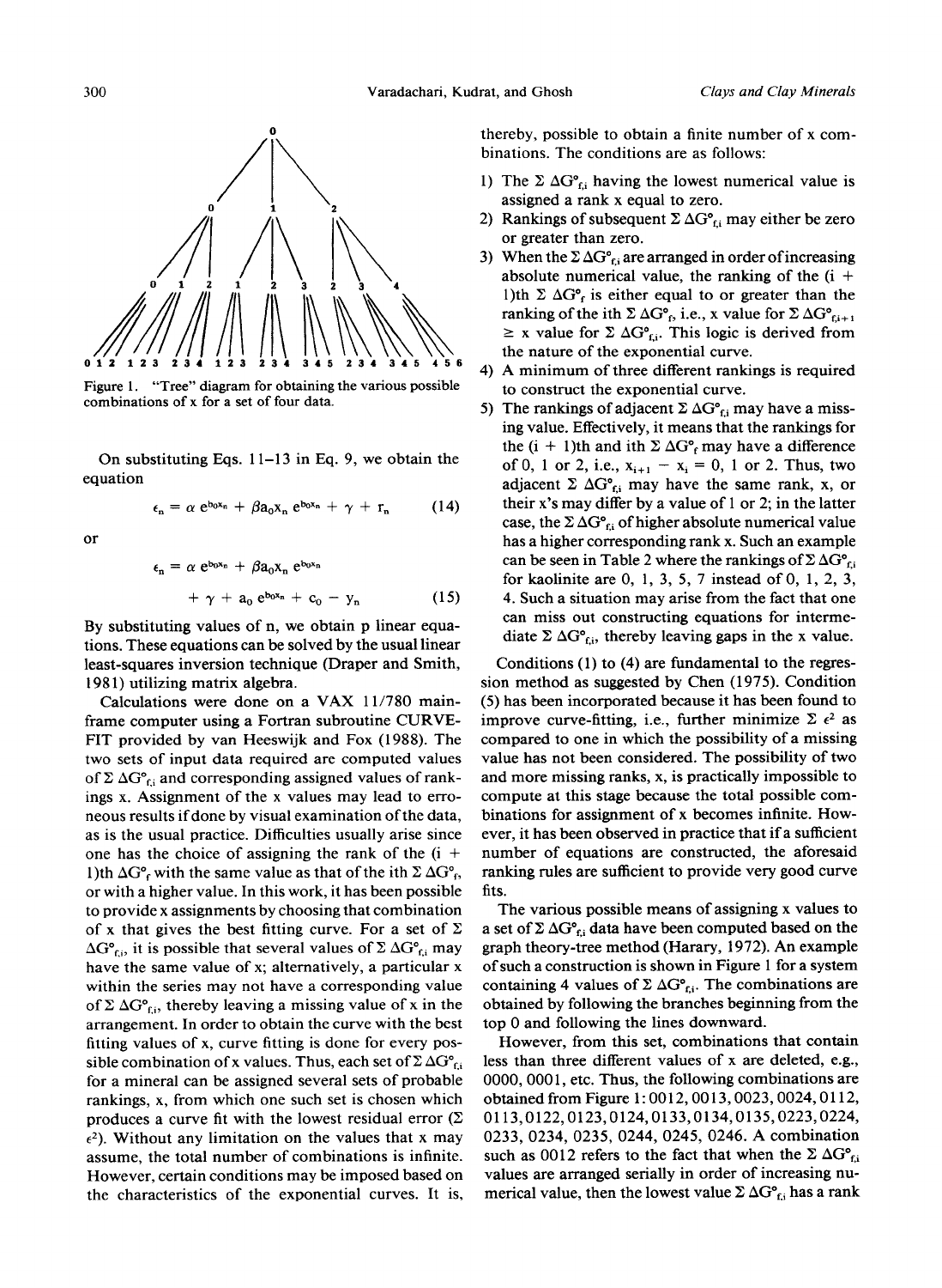Figure 1. "Tree" diagram for obtaining the various possible combinations of x for a set of four data.

On substituting Eqs. 11–13 in Eq. 9, we obtain the equation

$$\epsilon_n = \alpha\, e^{b_0 x_n} + \beta a_0 x_n\, e^{b_0 x_n} + \gamma + r_n \qquad (14)$$

or

$$\epsilon_n = \alpha\, e^{b_0 x_n} + \beta a_0 x_n\, e^{b_0 x_n} + \gamma + a_0\, e^{b_0 x_n} + c_0 - y_n \qquad (15)$$

By substituting values of n, we obtain p linear equations. These equations can be solved by the usual linear least-squares inversion technique (Draper and Smith, 1981) utilizing matrix algebra.

Calculations were done on a VAX 11/780 mainframe computer using a Fortran subroutine CURVE-FIT provided by van Heeswijk and Fox (1988). The two sets of input data required are computed values of $\Sigma\, \Delta G°_{f,i}$ and corresponding assigned values of rankings x. Assignment of the x values may lead to erroneous results if done by visual examination of the data, as is the usual practice. Difficulties usually arise since one has the choice of assigning the rank of the (i + 1)th $\Delta G°_f$ with the same value as that of the ith $\Sigma\, \Delta G°_f$, or with a higher value. In this work, it has been possible to provide x assignments by choosing that combination of x that gives the best fitting curve. For a set of $\Sigma\, \Delta G°_{f,i}$, it is possible that several values of $\Sigma\, \Delta G°_{f,i}$ may have the same value of x; alternatively, a particular x within the series may not have a corresponding value of $\Sigma\, \Delta G°_{f,i}$, thereby leaving a missing value of x in the arrangement. In order to obtain the curve with the best fitting values of x, curve fitting is done for every possible combination of x values. Thus, each set of $\Sigma\, \Delta G°_{f,i}$ for a mineral can be assigned several sets of probable rankings, x, from which one such set is chosen which produces a curve fit with the lowest residual error ($\Sigma\, \epsilon^2$). Without any limitation on the values that x may assume, the total number of combinations is infinite. However, certain conditions may be imposed based on the characteristics of the exponential curves. It is, thereby, possible to obtain a finite number of x combinations. The conditions are as follows:

1) The $\Sigma\, \Delta G°_{f,i}$ having the lowest numerical value is assigned a rank x equal to zero.
2) Rankings of subsequent $\Sigma\, \Delta G°_{f,i}$ may either be zero or greater than zero.
3) When the $\Sigma\, \Delta G°_{f,i}$ are arranged in order of increasing absolute numerical value, the ranking of the (i + 1)th $\Sigma\, \Delta G°_f$ is either equal to or greater than the ranking of the ith $\Sigma\, \Delta G°_f$, i.e., x value for $\Sigma\, \Delta G°_{f,i+1}$ ≥ x value for $\Sigma\, \Delta G°_{f,i}$. This logic is derived from the nature of the exponential curve.
4) A minimum of three different rankings is required to construct the exponential curve.
5) The rankings of adjacent $\Sigma\, \Delta G°_{f,i}$ may have a missing value. Effectively, it means that the rankings for the (i + 1)th and ith $\Sigma\, \Delta G°_f$ may have a difference of 0, 1 or 2, i.e., $x_{i+1} - x_i = 0$, 1 or 2. Thus, two adjacent $\Sigma\, \Delta G°_{f,i}$ may have the same rank, x, or their x's may differ by a value of 1 or 2; in the latter case, the $\Sigma\, \Delta G°_{f,i}$ of higher absolute numerical value has a higher corresponding rank x. Such an example can be seen in Table 2 where the rankings of $\Sigma\, \Delta G°_{f,i}$ for kaolinite are 0, 1, 3, 5, 7 instead of 0, 1, 2, 3, 4. Such a situation may arise from the fact that one can miss out constructing equations for intermediate $\Sigma\, \Delta G°_{f,i}$, thereby leaving gaps in the x value.

Conditions (1) to (4) are fundamental to the regression method as suggested by Chen (1975). Condition (5) has been incorporated because it has been found to improve curve-fitting, i.e., further minimize $\Sigma\, \epsilon^2$ as compared to one in which the possibility of a missing value has not been considered. The possibility of two and more missing ranks, x, is practically impossible to compute at this stage because the total possible combinations for assignment of x becomes infinite. However, it has been observed in practice that if a sufficient number of equations are constructed, the aforesaid ranking rules are sufficient to provide very good curve fits.

The various possible means of assigning x values to a set of $\Sigma\, \Delta G°_{f,i}$ data have been computed based on the graph theory-tree method (Harary, 1972). An example of such a construction is shown in Figure 1 for a system containing 4 values of $\Sigma\, \Delta G°_{f,i}$. The combinations are obtained by following the branches beginning from the top 0 and following the lines downward.

However, from this set, combinations that contain less than three different values of x are deleted, e.g., 0000, 0001, etc. Thus, the following combinations are obtained from Figure 1: 0012, 0013, 0023, 0024, 0112, 0113, 0122, 0123, 0124, 0133, 0134, 0135, 0223, 0224, 0233, 0234, 0235, 0244, 0245, 0246. A combination such as 0012 refers to the fact that when the $\Sigma\, \Delta G°_{f,i}$ values are arranged serially in order of increasing numerical value, then the lowest value $\Sigma\, \Delta G°_{f,i}$ has a rank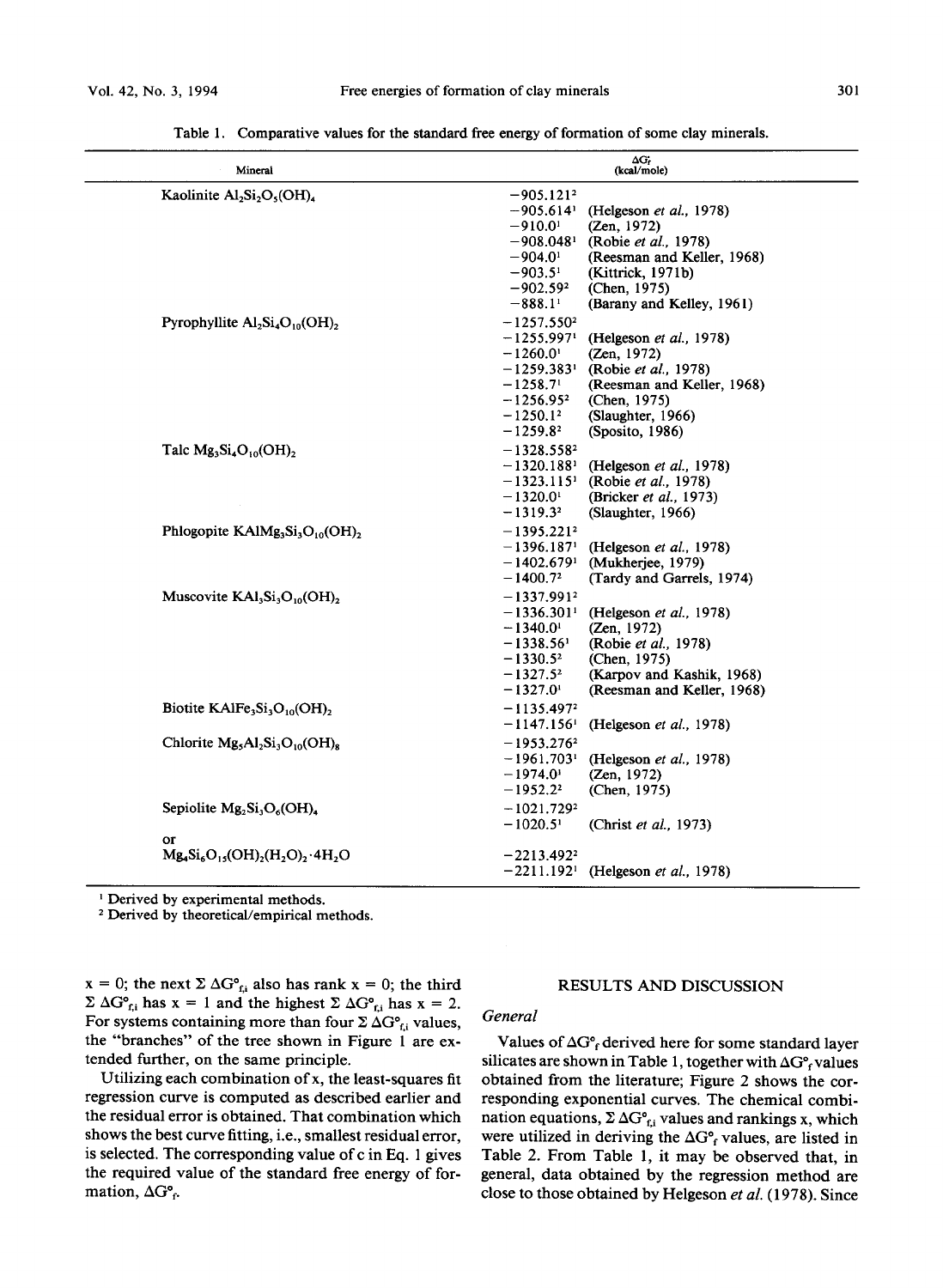Table 1. Comparative values for the standard free energy of formation of some clay minerals.

| Mineral | $\Delta G^\circ_f$ (kcal/mole) | |
|---|---|---|
| Kaolinite $Al_2Si_2O_5(OH)_4$ | −905.121[2] | |
| | −905.614[1] | (Helgeson *et al.*, 1978) |
| | −910.0[1] | (Zen, 1972) |
| | −908.048[1] | (Robie *et al.*, 1978) |
| | −904.0[1] | (Reesman and Keller, 1968) |
| | −903.5[1] | (Kittrick, 1971b) |
| | −902.59[2] | (Chen, 1975) |
| | −888.1[1] | (Barany and Kelley, 1961) |
| Pyrophyllite $Al_2Si_4O_{10}(OH)_2$ | −1257.550[2] | |
| | −1255.997[1] | (Helgeson *et al.*, 1978) |
| | −1260.0[1] | (Zen, 1972) |
| | −1259.383[1] | (Robie *et al.*, 1978) |
| | −1258.7[1] | (Reesman and Keller, 1968) |
| | −1256.95[2] | (Chen, 1975) |
| | −1250.1[2] | (Slaughter, 1966) |
| | −1259.8[2] | (Sposito, 1986) |
| Talc $Mg_3Si_4O_{10}(OH)_2$ | −1328.558[2] | |
| | −1320.188[1] | (Helgeson *et al.*, 1978) |
| | −1323.115[1] | (Robie *et al.*, 1978) |
| | −1320.0[1] | (Bricker *et al.*, 1973) |
| | −1319.3[2] | (Slaughter, 1966) |
| Phlogopite $KAlMg_3Si_3O_{10}(OH)_2$ | −1395.221[2] | |
| | −1396.187[1] | (Helgeson *et al.*, 1978) |
| | −1402.679[1] | (Mukherjee, 1979) |
| | −1400.7[2] | (Tardy and Garrels, 1974) |
| Muscovite $KAl_3Si_3O_{10}(OH)_2$ | −1337.991[2] | |
| | −1336.301[1] | (Helgeson *et al.*, 1978) |
| | −1340.0[1] | (Zen, 1972) |
| | −1338.56[1] | (Robie *et al.*, 1978) |
| | −1330.5[2] | (Chen, 1975) |
| | −1327.5[2] | (Karpov and Kashik, 1968) |
| | −1327.0[1] | (Reesman and Keller, 1968) |
| Biotite $KAlFe_3Si_3O_{10}(OH)_2$ | −1135.497[2] | |
| | −1147.156[1] | (Helgeson *et al.*, 1978) |
| Chlorite $Mg_5Al_2Si_3O_{10}(OH)_8$ | −1953.276[2] | |
| | −1961.703[1] | (Helgeson *et al.*, 1978) |
| | −1974.0[1] | (Zen, 1972) |
| | −1952.2[2] | (Chen, 1975) |
| Sepiolite $Mg_2Si_3O_6(OH)_4$ | −1021.729[2] | |
| | −1020.5[1] | (Christ *et al.*, 1973) |
| or | | |
| $Mg_4Si_6O_{15}(OH)_2(H_2O)_2 \cdot 4H_2O$ | −2213.492[2] | |
| | −2211.192[1] | (Helgeson *et al.*, 1978) |

[1] Derived by experimental methods.
[2] Derived by theoretical/empirical methods.

x = 0; the next $\Sigma\, \Delta G^\circ_{f,i}$ also has rank x = 0; the third $\Sigma\, \Delta G^\circ_{f,i}$ has x = 1 and the highest $\Sigma\, \Delta G^\circ_{f,i}$ has x = 2. For systems containing more than four $\Sigma\, \Delta G^\circ_{f,i}$ values, the "branches" of the tree shown in Figure 1 are extended further, on the same principle.

Utilizing each combination of x, the least-squares fit regression curve is computed as described earlier and the residual error is obtained. That combination which shows the best curve fitting, i.e., smallest residual error, is selected. The corresponding value of c in Eq. 1 gives the required value of the standard free energy of formation, $\Delta G^\circ_f$.

## RESULTS AND DISCUSSION

### General

Values of $\Delta G^\circ_f$ derived here for some standard layer silicates are shown in Table 1, together with $\Delta G^\circ_f$ values obtained from the literature; Figure 2 shows the corresponding exponential curves. The chemical combination equations, $\Sigma\, \Delta G^\circ_{f,i}$ values and rankings x, which were utilized in deriving the $\Delta G^\circ_f$ values, are listed in Table 2. From Table 1, it may be observed that, in general, data obtained by the regression method are close to those obtained by Helgeson *et al.* (1978). Since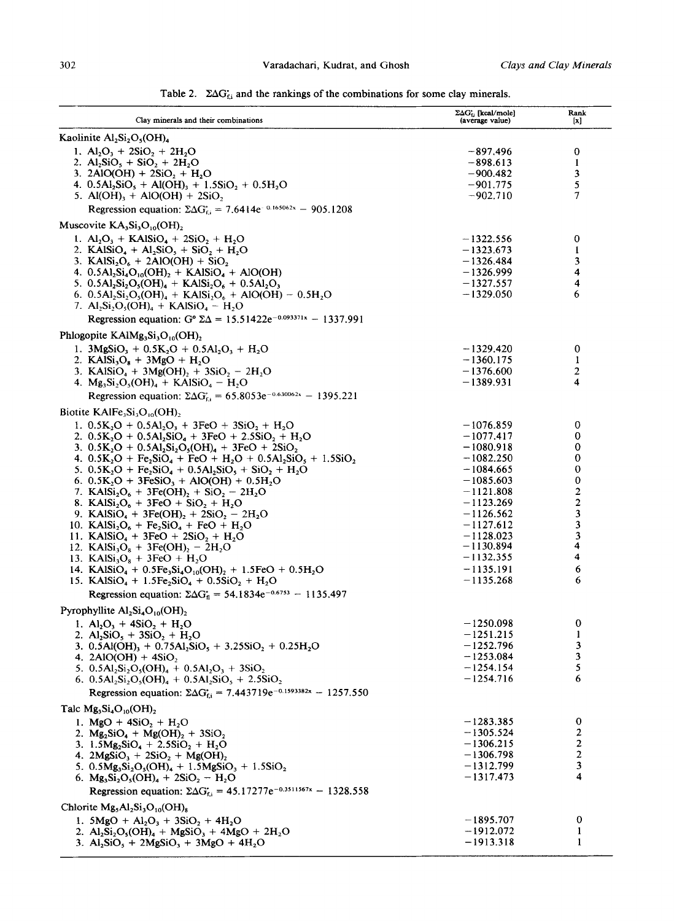Table 2. $\Sigma\Delta G^{\circ}_{f,i}$ and the rankings of the combinations for some clay minerals.

| Clay minerals and their combinations | $\Sigma\Delta G^{\circ}_{f,i}$ [kcal/mole] (average value) | Rank [x] |
|---|---|---|
| **Kaolinite** $Al_2Si_2O_5(OH)_4$ | | |
| 1. $Al_2O_3 + 2SiO_2 + 2H_2O$ | −897.496 | 0 |
| 2. $Al_2SiO_5 + SiO_2 + 2H_2O$ | −898.613 | 1 |
| 3. $2AlO(OH) + 2SiO_2 + H_2O$ | −900.482 | 3 |
| 4. $0.5Al_2SiO_5 + Al(OH)_3 + 1.5SiO_2 + 0.5H_2O$ | −901.775 | 5 |
| 5. $Al(OH)_3 + AlO(OH) + 2SiO_2$ | −902.710 | 7 |
| Regression equation: $\Sigma\Delta G^{\circ}_{f,i} = 7.6414e^{0.165062x} - 905.1208$ | | |
| **Muscovite** $KA_3Si_3O_{10}(OH)_2$ | | |
| 1. $Al_2O_3 + KAlSiO_4 + 2SiO_2 + H_2O$ | −1322.556 | 0 |
| 2. $KAlSiO_4 + Al_2SiO_5 + SiO_2 + H_2O$ | −1323.673 | 1 |
| 3. $KAlSi_2O_6 + 2AlO(OH) + SiO_2$ | −1326.484 | 3 |
| 4. $0.5Al_2Si_4O_{10}(OH)_2 + KAlSiO_4 + AlO(OH)$ | −1326.999 | 4 |
| 5. $0.5Al_2Si_2O_5(OH)_4 + KAlSi_2O_6 + 0.5Al_2O_3$ | −1327.557 | 4 |
| 6. $0.5Al_2Si_2O_5(OH)_4 + KAlSi_2O_6 + AlO(OH) - 0.5H_2O$ | −1329.050 | 6 |
| 7. $Al_2Si_2O_5(OH)_4 + KAlSiO_4 - H_2O$ | | |
| Regression equation: $G^{\circ}\Sigma\Delta = 15.51422e^{-0.093371x} - 1337.991$ | | |
| **Phlogopite** $KAlMg_3Si_3O_{10}(OH)_2$ | | |
| 1. $3MgSiO_3 + 0.5K_2O + 0.5Al_2O_3 + H_2O$ | −1329.420 | 0 |
| 2. $KAlSi_3O_8 + 3MgO + H_2O$ | −1360.175 | 1 |
| 3. $KAlSiO_4 + 3Mg(OH)_2 + 3SiO_2 - 2H_2O$ | −1376.600 | 2 |
| 4. $Mg_3Si_2O_5(OH)_4 + KAlSiO_4 - H_2O$ | −1389.931 | 4 |
| Regression equation: $\Sigma\Delta G^{\circ}_{f,i} = 65.8053e^{-0.630062x} - 1395.221$ | | |
| **Biotite** $KAlFe_3Si_3O_{10}(OH)_2$ | | |
| 1. $0.5K_2O + 0.5Al_2O_3 + 3FeO + 3SiO_2 + H_2O$ | −1076.859 | 0 |
| 2. $0.5K_2O + 0.5Al_2SiO_4 + 3FeO + 2.5SiO_2 + H_2O$ | −1077.417 | 0 |
| 3. $0.5K_2O + 0.5Al_2Si_2O_5(OH)_4 + 3FeO + 2SiO_2$ | −1080.918 | 0 |
| 4. $0.5K_2O + Fe_2SiO_4 + FeO + H_2O + 0.5Al_2SiO_5 + 1.5SiO_2$ | −1082.250 | 0 |
| 5. $0.5K_2O + Fe_2SiO_4 + 0.5Al_2SiO_5 + SiO_2 + H_2O$ | −1084.665 | 0 |
| 6. $0.5K_2O + 3FeSiO_3 + AlO(OH) + 0.5H_2O$ | −1085.603 | 0 |
| 7. $KAlSi_2O_6 + 3Fe(OH)_2 + SiO_2 - 2H_2O$ | −1121.808 | 2 |
| 8. $KAlSi_2O_6 + 3FeO + SiO_2 + H_2O$ | −1123.269 | 2 |
| 9. $KAlSiO_4 + 3Fe(OH)_2 + 2SiO_2 - 2H_2O$ | −1126.562 | 3 |
| 10. $KAlSi_2O_6 + Fe_2SiO_4 + FeO + H_2O$ | −1127.612 | 3 |
| 11. $KAlSiO_4 + 3FeO + 2SiO_2 + H_2O$ | −1128.023 | 3 |
| 12. $KAlSi_3O_8 + 3Fe(OH)_2 - 2H_2O$ | −1130.894 | 4 |
| 13. $KAlSi_3O_8 + 3FeO + H_2O$ | −1132.355 | 4 |
| 14. $KAlSiO_4 + 0.5Fe_3Si_4O_{10}(OH)_2 + 1.5FeO + 0.5H_2O$ | −1135.191 | 6 |
| 15. $KAlSiO_4 + 1.5Fe_2SiO_4 + 0.5SiO_2 + H_2O$ | −1135.268 | 6 |
| Regression equation: $\Sigma\Delta G^{\circ}_{fi} = 54.1834e^{-0.6753} - 1135.497$ | | |
| **Pyrophyllite** $Al_2Si_4O_{10}(OH)_2$ | | |
| 1. $Al_2O_3 + 4SiO_2 + H_2O$ | −1250.098 | 0 |
| 2. $Al_2SiO_5 + 3SiO_2 + H_2O$ | −1251.215 | 1 |
| 3. $0.5Al(OH)_3 + 0.75Al_2SiO_5 + 3.25SiO_2 + 0.25H_2O$ | −1252.796 | 3 |
| 4. $2AlO(OH) + 4SiO_2$ | −1253.084 | 3 |
| 5. $0.5Al_2Si_2O_5(OH)_4 + 0.5Al_2O_3 + 3SiO_2$ | −1254.154 | 5 |
| 6. $0.5Al_2Si_2O_5(OH)_4 + 0.5Al_2SiO_5 + 2.5SiO_2$ | −1254.716 | 6 |
| Regression equation: $\Sigma\Delta G^{\circ}_{f,i} = 7.443719e^{-0.1593382x} - 1257.550$ | | |
| **Talc** $Mg_3Si_4O_{10}(OH)_2$ | | |
| 1. $MgO + 4SiO_2 + H_2O$ | −1283.385 | 0 |
| 2. $Mg_2SiO_4 + Mg(OH)_2 + 3SiO_2$ | −1305.524 | 2 |
| 3. $1.5Mg_2SiO_4 + 2.5SiO_2 + H_2O$ | −1306.215 | 2 |
| 4. $2MgSiO_3 + 2SiO_2 + Mg(OH)_2$ | −1306.798 | 2 |
| 5. $0.5Mg_3Si_2O_5(OH)_4 + 1.5MgSiO_3 + 1.5SiO_2$ | −1312.799 | 3 |
| 6. $Mg_3Si_2O_5(OH)_4 + 2SiO_2 - H_2O$ | −1317.473 | 4 |
| Regression equation: $\Sigma\Delta G^{\circ}_{f,i} = 45.17277e^{-0.3511567x} - 1328.558$ | | |
| **Chlorite** $Mg_5Al_2Si_3O_{10}(OH)_8$ | | |
| 1. $5MgO + Al_2O_3 + 3SiO_2 + 4H_2O$ | −1895.707 | 0 |
| 2. $Al_2Si_2O_5(OH)_4 + MgSiO_3 + 4MgO + 2H_2O$ | −1912.072 | 1 |
| 3. $Al_2SiO_5 + 2MgSiO_3 + 3MgO + 4H_2O$ | −1913.318 | 1 |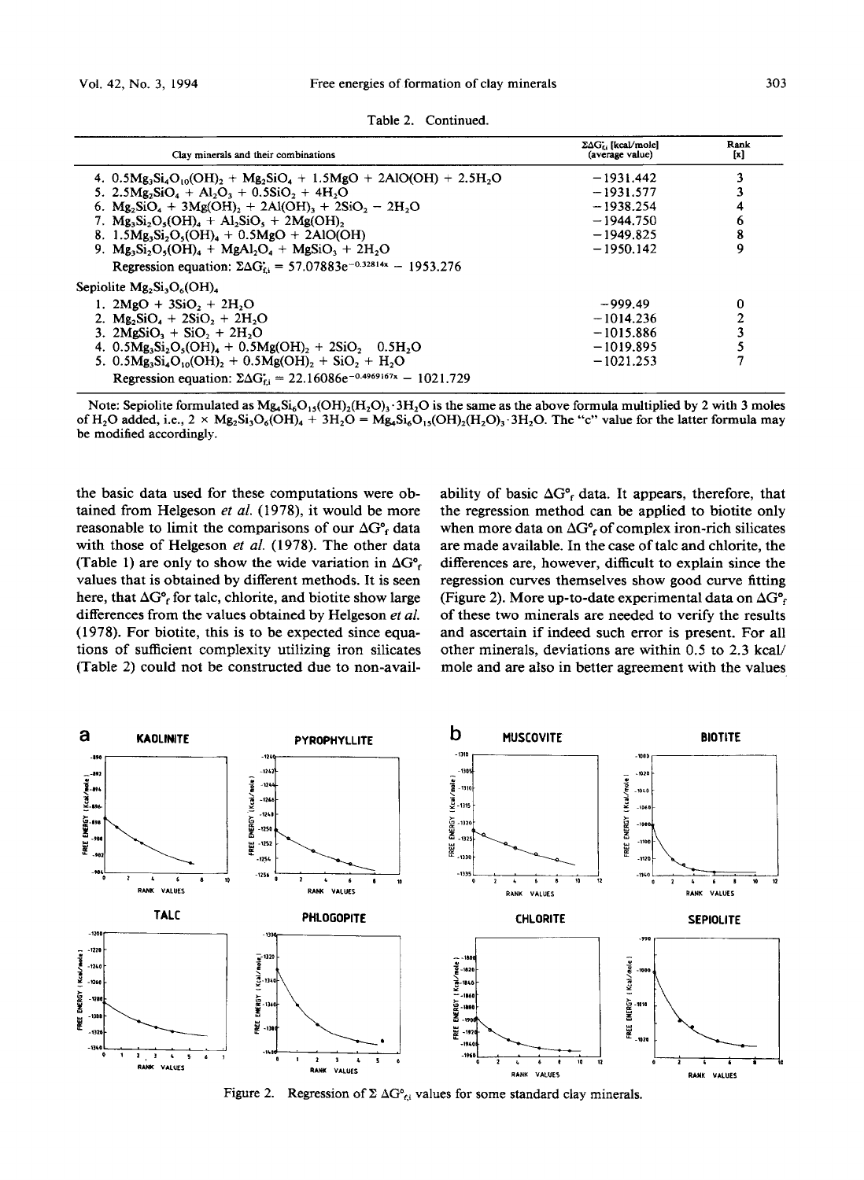Table 2. Continued.

| Clay minerals and their combinations | $\Sigma\Delta G^{\circ}_{f,i}$ [kcal/mole] (average value) | Rank [x] |
|---|---|---|
| 4. $0.5Mg_3Si_4O_{10}(OH)_2 + Mg_2SiO_4 + 1.5MgO + 2AlO(OH) + 2.5H_2O$ | −1931.442 | 3 |
| 5. $2.5Mg_2SiO_4 + Al_2O_3 + 0.5SiO_2 + 4H_2O$ | −1931.577 | 3 |
| 6. $Mg_2SiO_4 + 3Mg(OH)_2 + 2Al(OH)_3 + 2SiO_2 - 2H_2O$ | −1938.254 | 4 |
| 7. $Mg_3Si_2O_5(OH)_4 + Al_2SiO_5 + 2Mg(OH)_2$ | −1944.750 | 6 |
| 8. $1.5Mg_3Si_2O_5(OH)_4 + 0.5MgO + 2AlO(OH)$ | −1949.825 | 8 |
| 9. $Mg_3Si_2O_5(OH)_4 + MgAl_2O_4 + MgSiO_3 + 2H_2O$ | −1950.142 | 9 |
| Regression equation: $\Sigma\Delta G^{\circ}_{f,i} = 57.07883e^{-0.32814x} - 1953.276$ | | |
| Sepiolite $Mg_2Si_3O_6(OH)_4$ | | |
| 1. $2MgO + 3SiO_2 + 2H_2O$ | −999.49 | 0 |
| 2. $Mg_2SiO_4 + 2SiO_2 + 2H_2O$ | −1014.236 | 2 |
| 3. $2MgSiO_3 + SiO_2 + 2H_2O$ | −1015.886 | 3 |
| 4. $0.5Mg_3Si_2O_5(OH)_4 + 0.5Mg(OH)_2 + 2SiO_2 \quad 0.5H_2O$ | −1019.895 | 5 |
| 5. $0.5Mg_3Si_4O_{10}(OH)_2 + 0.5Mg(OH)_2 + SiO_2 + H_2O$ | −1021.253 | 7 |
| Regression equation: $\Sigma\Delta G^{\circ}_{f,i} = 22.16086e^{-0.4969167x} - 1021.729$ | | |

Note: Sepiolite formulated as $Mg_4Si_6O_{15}(OH)_2(H_2O)_3 \cdot 3H_2O$ is the same as the above formula multiplied by 2 with 3 moles of $H_2O$ added, i.e., $2 \times Mg_2Si_3O_6(OH)_4 + 3H_2O = Mg_4Si_6O_{15}(OH)_2(H_2O)_3 \cdot 3H_2O$. The "c" value for the latter formula may be modified accordingly.

the basic data used for these computations were obtained from Helgeson *et al.* (1978), it would be more reasonable to limit the comparisons of our $\Delta G^{\circ}_f$ data with those of Helgeson *et al.* (1978). The other data (Table 1) are only to show the wide variation in $\Delta G^{\circ}_f$ values that is obtained by different methods. It is seen here, that $\Delta G^{\circ}_f$ for talc, chlorite, and biotite show large differences from the values obtained by Helgeson *et al.* (1978). For biotite, this is to be expected since equations of sufficient complexity utilizing iron silicates (Table 2) could not be constructed due to non-availability of basic $\Delta G^{\circ}_f$ data. It appears, therefore, that the regression method can be applied to biotite only when more data on $\Delta G^{\circ}_f$ of complex iron-rich silicates are made available. In the case of talc and chlorite, the differences are, however, difficult to explain since the regression curves themselves show good curve fitting (Figure 2). More up-to-date experimental data on $\Delta G^{\circ}_f$ of these two minerals are needed to verify the results and ascertain if indeed such error is present. For all other minerals, deviations are within 0.5 to 2.3 kcal/mole and are also in better agreement with the values

Figure 2. Regression of $\Sigma\Delta G^{\circ}_{f,i}$ values for some standard clay minerals.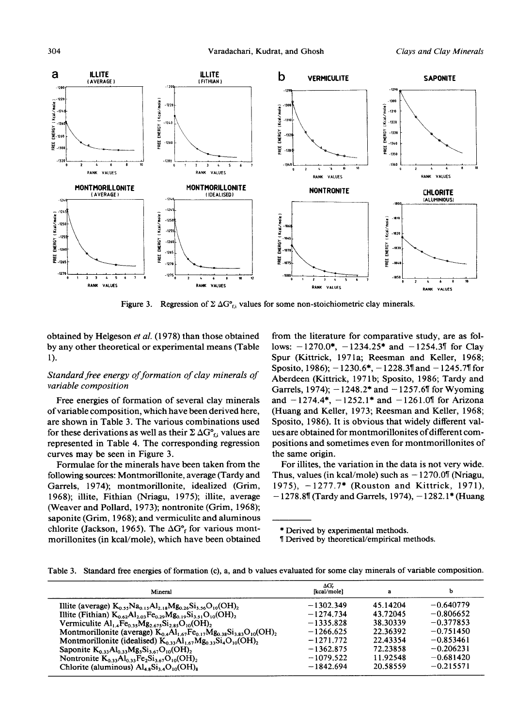Figure 3. Regression of $\Sigma \Delta G^{\circ}_{f,i}$ values for some non-stoichiometric clay minerals.

obtained by Helgeson *et al.* (1978) than those obtained by any other theoretical or experimental means (Table 1).

### *Standard free energy of formation of clay minerals of variable composition*

Free energies of formation of several clay minerals of variable composition, which have been derived here, are shown in Table 3. The various combinations used for these derivations as well as their $\Sigma \Delta G^{\circ}_{f,i}$ values are represented in Table 4. The corresponding regression curves may be seen in Figure 3.

Formulae for the minerals have been taken from the following sources: Montmorillonite, average (Tardy and Garrels, 1974); montmorillonite, idealized (Grim, 1968); illite, Fithian (Nriagu, 1975); illite, average (Weaver and Pollard, 1973); nontronite (Grim, 1968); saponite (Grim, 1968); and vermiculite and aluminous chlorite (Jackson, 1965). The $\Delta G^{\circ}_f$ for various montmorillonites (in kcal/mole), which have been obtained from the literature for comparative study, are as follows: −1270.0*, −1234.25* and −1254.3¶ for Clay Spur (Kittrick, 1971a; Reesman and Keller, 1968; Sposito, 1986); −1230.6*, −1228.3¶ and −1245.7¶ for Aberdeen (Kittrick, 1971b; Sposito, 1986; Tardy and Garrels, 1974); −1248.2* and −1257.6¶ for Wyoming and −1274.4*, −1252.1* and −1261.0¶ for Arizona (Huang and Keller, 1973; Reesman and Keller, 1968; Sposito, 1986). It is obvious that widely different values are obtained for montmorillonites of different compositions and sometimes even for montmorillonites of the same origin.

For illites, the variation in the data is not very wide. Thus, values (in kcal/mole) such as −1270.0¶ (Nriagu, 1975), −1277.7* (Rouston and Kittrick, 1971), −1278.8¶ (Tardy and Garrels, 1974), −1282.1* (Huang

* Derived by experimental methods.

¶ Derived by theoretical/empirical methods.

Table 3. Standard free energies of formation (c), a, and b values evaluated for some clay minerals of variable composition.

| Mineral | $\Delta G^{\circ}_f$ [kcal/mole] | a | b |
|---|---|---|---|
| Illite (average) $K_{0.55}Na_{0.15}Al_{2.18}Mg_{0.26}Si_{3.56}O_{10}(OH)_2$ | −1302.349 | 45.14204 | −0.640779 |
| Illite (Fithian) $K_{0.62}Al_{2.03}Fe_{0.29}Mg_{0.19}Si_{3.51}O_{10}(OH)_2$ | −1274.734 | 43.72045 | −0.806652 |
| Vermiculite $Al_{1.4}Fe_{0.35}Mg_{2.675}Si_{2.85}O_{10}(OH)_2$ | −1335.828 | 38.30339 | −0.377853 |
| Montmorillonite (average) $K_{0.4}Al_{1.67}Fe_{0.17}Mg_{0.38}Si_{3.83}O_{10}(OH)_2$ | −1266.625 | 22.36392 | −0.751450 |
| Montmorillonite (idealised) $K_{0.33}Al_{1.67}Mg_{0.33}Si_4O_{10}(OH)_2$ | −1271.772 | 22.43354 | −0.853461 |
| Saponite $K_{0.33}Al_{0.33}Mg_3Si_{3.67}O_{10}(OH)_2$ | −1362.875 | 72.23858 | −0.206231 |
| Nontronite $K_{0.33}Al_{0.33}Fe_2Si_{3.67}O_{10}(OH)_2$ | −1079.522 | 11.92548 | −0.681420 |
| Chlorite (aluminous) $Al_{4.8}Si_{3.4}O_{10}(OH)_8$ | −1842.694 | 20.58559 | −0.215571 |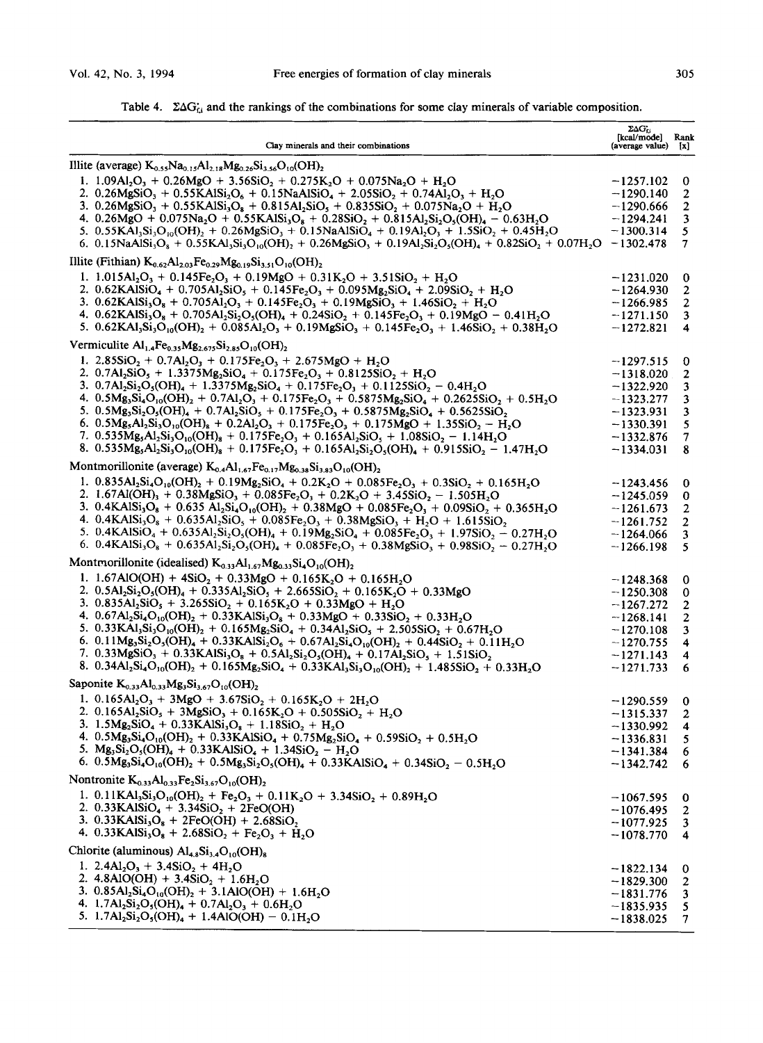Table 4. $\Sigma\Delta G^{\circ}_{f,i}$ and the rankings of the combinations for some clay minerals of variable composition.

| Clay minerals and their combinations | $\Sigma\Delta G^{\circ}_{f,i}$ [kcal/mole] (average value) | Rank [x] |
|---|---|---|
| **Illite (average) $K_{0.55}Na_{0.15}Al_{2.18}Mg_{0.26}Si_{3.56}O_{10}(OH)_2$** | | |
| 1. $1.09Al_2O_3 + 0.26MgO + 3.56SiO_2 + 0.275K_2O + 0.075Na_2O + H_2O$ | −1257.102 | 0 |
| 2. $0.26MgSiO_3 + 0.55KAlSi_2O_6 + 0.15NaAlSiO_4 + 2.05SiO_2 + 0.74Al_2O_3 + H_2O$ | −1290.140 | 2 |
| 3. $0.26MgSiO_3 + 0.55KAlSi_3O_8 + 0.815Al_2SiO_5 + 0.835SiO_2 + 0.075Na_2O + H_2O$ | −1290.666 | 2 |
| 4. $0.26MgO + 0.075Na_2O + 0.55KAlSi_3O_8 + 0.28SiO_2 + 0.815Al_2Si_2O_5(OH)_4 - 0.63H_2O$ | −1294.241 | 3 |
| 5. $0.55KAl_3Si_3O_{10}(OH)_2 + 0.26MgSiO_3 + 0.15NaAlSiO_4 + 0.19Al_2O_3 + 1.5SiO_2 + 0.45H_2O$ | −1300.314 | 5 |
| 6. $0.15NaAlSi_3O_8 + 0.55KAl_3Si_3O_{10}(OH)_2 + 0.26MgSiO_3 + 0.19Al_2Si_2O_5(OH)_4 + 0.82SiO_2 + 0.07H_2O$ | −1302.478 | 7 |
| **Illite (Fithian) $K_{0.62}Al_{2.03}Fe_{0.29}Mg_{0.19}Si_{3.51}O_{10}(OH)_2$** | | |
| 1. $1.015Al_2O_3 + 0.145Fe_2O_3 + 0.19MgO + 0.31K_2O + 3.51SiO_2 + H_2O$ | −1231.020 | 0 |
| 2. $0.62KAlSiO_4 + 0.705Al_2SiO_5 + 0.145Fe_2O_3 + 0.095Mg_2SiO_4 + 2.09SiO_2 + H_2O$ | −1264.930 | 2 |
| 3. $0.62KAlSi_3O_8 + 0.705Al_2O_3 + 0.145Fe_2O_3 + 0.19MgSiO_3 + 1.46SiO_2 + H_2O$ | −1266.985 | 2 |
| 4. $0.62KAlSi_3O_8 + 0.705Al_2Si_2O_5(OH)_4 + 0.24SiO_2 + 0.145Fe_2O_3 + 0.19MgO - 0.41H_2O$ | −1271.150 | 3 |
| 5. $0.62KAl_3Si_3O_{10}(OH)_2 + 0.085Al_2O_3 + 0.19MgSiO_3 + 0.145Fe_2O_3 + 1.46SiO_2 + 0.38H_2O$ | −1272.821 | 4 |
| **Vermiculite $Al_{1.4}Fe_{0.35}Mg_{2.675}Si_{2.85}O_{10}(OH)_2$** | | |
| 1. $2.85SiO_2 + 0.7Al_2O_3 + 0.175Fe_2O_3 + 2.675MgO + H_2O$ | −1297.515 | 0 |
| 2. $0.7Al_2SiO_5 + 1.3375Mg_2SiO_4 + 0.175Fe_2O_3 + 0.8125SiO_2 + H_2O$ | −1318.020 | 2 |
| 3. $0.7Al_2Si_2O_5(OH)_4 + 1.3375Mg_2SiO_4 + 0.175Fe_2O_3 + 0.1125SiO_2 - 0.4H_2O$ | −1322.920 | 3 |
| 4. $0.5Mg_3Si_4O_{10}(OH)_2 + 0.7Al_2O_3 + 0.175Fe_2O_3 + 0.5875Mg_2SiO_4 + 0.2625SiO_2 + 0.5H_2O$ | −1323.277 | 3 |
| 5. $0.5Mg_3Si_2O_5(OH)_4 + 0.7Al_2SiO_5 + 0.175Fe_2O_3 + 0.5875Mg_2SiO_4 + 0.5625SiO_2$ | −1323.931 | 3 |
| 6. $0.5Mg_5Al_2Si_3O_{10}(OH)_8 + 0.2Al_2O_3 + 0.175Fe_2O_3 + 0.175MgO + 1.35SiO_2 - H_2O$ | −1330.391 | 5 |
| 7. $0.535Mg_5Al_2Si_3O_{10}(OH)_8 + 0.175Fe_2O_3 + 0.165Al_2SiO_5 + 1.08SiO_2 - 1.14H_2O$ | −1332.876 | 7 |
| 8. $0.535Mg_5Al_2Si_3O_{10}(OH)_8 + 0.175Fe_2O_3 + 0.165Al_2Si_2O_5(OH)_4 + 0.915SiO_2 - 1.47H_2O$ | −1334.031 | 8 |
| **Montmorillonite (average) $K_{0.4}Al_{1.67}Fe_{0.17}Mg_{0.38}Si_{3.83}O_{10}(OH)_2$** | | |
| 1. $0.835Al_2Si_4O_{10}(OH)_2 + 0.19Mg_2SiO_4 + 0.2K_2O + 0.085Fe_2O_3 + 0.3SiO_2 + 0.165H_2O$ | −1243.456 | 0 |
| 2. $1.67Al(OH)_3 + 0.38MgSiO_3 + 0.085Fe_2O_3 + 0.2K_2O + 3.45SiO_2 - 1.505H_2O$ | −1245.059 | 0 |
| 3. $0.4KAlSi_3O_8 + 0.635Al_2Si_4O_{10}(OH)_2 + 0.38MgO + 0.085Fe_2O_3 + 0.09SiO_2 + 0.365H_2O$ | −1261.673 | 2 |
| 4. $0.4KAlSi_3O_8 + 0.635Al_2SiO_5 + 0.085Fe_2O_3 + 0.38MgSiO_3 + H_2O + 1.615SiO_2$ | −1261.752 | 2 |
| 5. $0.4KAlSiO_4 + 0.635Al_2Si_2O_5(OH)_4 + 0.19Mg_2SiO_4 + 0.085Fe_2O_3 + 1.97SiO_2 - 0.27H_2O$ | −1264.066 | 3 |
| 6. $0.4KAlSi_3O_8 + 0.635Al_2Si_2O_5(OH)_4 + 0.085Fe_2O_3 + 0.38MgSiO_3 + 0.98SiO_2 - 0.27H_2O$ | −1266.198 | 5 |
| **Montmorillonite (idealised) $K_{0.33}Al_{1.67}Mg_{0.33}Si_4O_{10}(OH)_2$** | | |
| 1. $1.67AlO(OH) + 4SiO_2 + 0.33MgO + 0.165K_2O + 0.165H_2O$ | −1248.368 | 0 |
| 2. $0.5Al_2Si_2O_5(OH)_4 + 0.335Al_2SiO_5 + 2.665SiO_2 + 0.165K_2O + 0.33MgO$ | −1250.308 | 0 |
| 3. $0.835Al_2SiO_5 + 3.265SiO_2 + 0.165K_2O + 0.33MgO + H_2O$ | −1267.272 | 2 |
| 4. $0.67Al_2Si_4O_{10}(OH)_2 + 0.33KAlSi_3O_8 + 0.33MgO + 0.33SiO_2 + 0.33H_2O$ | −1268.141 | 2 |
| 5. $0.33KAl_3Si_3O_{10}(OH)_2 + 0.165Mg_2SiO_4 + 0.34Al_2SiO_5 + 2.505SiO_2 + 0.67H_2O$ | −1270.108 | 3 |
| 6. $0.11Mg_3Si_2O_5(OH)_4 + 0.33KAlSi_2O_6 + 0.67Al_2Si_4O_{10}(OH)_2 + 0.44SiO_2 + 0.11H_2O$ | −1270.755 | 4 |
| 7. $0.33MgSiO_3 + 0.33KAlSi_3O_8 + 0.5Al_2Si_2O_5(OH)_4 + 0.17Al_2SiO_5 + 1.51SiO_2$ | −1271.143 | 4 |
| 8. $0.34Al_2Si_4O_{10}(OH)_2 + 0.165Mg_2SiO_4 + 0.33KAl_3Si_3O_{10}(OH)_2 + 1.485SiO_2 + 0.33H_2O$ | −1271.733 | 6 |
| **Saponite $K_{0.33}Al_{0.33}Mg_3Si_{3.67}O_{10}(OH)_2$** | | |
| 1. $0.165Al_2O_3 + 3MgO + 3.67SiO_2 + 0.165K_2O + 2H_2O$ | −1290.559 | 0 |
| 2. $0.165Al_2SiO_5 + 3MgSiO_3 + 0.165K_2O + 0.505SiO_2 + H_2O$ | −1315.337 | 2 |
| 3. $1.5Mg_2SiO_4 + 0.33KAlSi_3O_8 + 1.18SiO_2 + H_2O$ | −1330.992 | 4 |
| 4. $0.5Mg_3Si_4O_{10}(OH)_2 + 0.33KAlSiO_4 + 0.75Mg_2SiO_4 + 0.59SiO_2 + 0.5H_2O$ | −1336.831 | 5 |
| 5. $Mg_3Si_2O_5(OH)_4 + 0.33KAlSiO_4 + 1.34SiO_2 - H_2O$ | −1341.384 | 6 |
| 6. $0.5Mg_3Si_4O_{10}(OH)_2 + 0.5Mg_3Si_2O_5(OH)_4 + 0.33KAlSiO_4 + 0.34SiO_2 - 0.5H_2O$ | −1342.742 | 6 |
| **Nontronite $K_{0.33}Al_{0.33}Fe_2Si_{3.67}O_{10}(OH)_2$** | | |
| 1. $0.11KAl_3Si_3O_{10}(OH)_2 + Fe_2O_3 + 0.11K_2O + 3.34SiO_2 + 0.89H_2O$ | −1067.595 | 0 |
| 2. $0.33KAlSiO_4 + 3.34SiO_2 + 2FeO(OH)$ | −1076.495 | 2 |
| 3. $0.33KAlSi_3O_8 + 2FeO(OH) + 2.68SiO_2$ | −1077.925 | 3 |
| 4. $0.33KAlSi_3O_8 + 2.68SiO_2 + Fe_2O_3 + H_2O$ | −1078.770 | 4 |
| **Chlorite (aluminous) $Al_{4.8}Si_{3.4}O_{10}(OH)_8$** | | |
| 1. $2.4Al_2O_3 + 3.4SiO_2 + 4H_2O$ | −1822.134 | 0 |
| 2. $4.8AlO(OH) + 3.4SiO_2 + 1.6H_2O$ | −1829.300 | 2 |
| 3. $0.85Al_2Si_4O_{10}(OH)_2 + 3.1AlO(OH) + 1.6H_2O$ | −1831.776 | 3 |
| 4. $1.7Al_2Si_2O_5(OH)_4 + 0.7Al_2O_3 + 0.6H_2O$ | −1835.935 | 5 |
| 5. $1.7Al_2Si_2O_5(OH)_4 + 1.4AlO(OH) - 0.1H_2O$ | −1838.025 | 7 |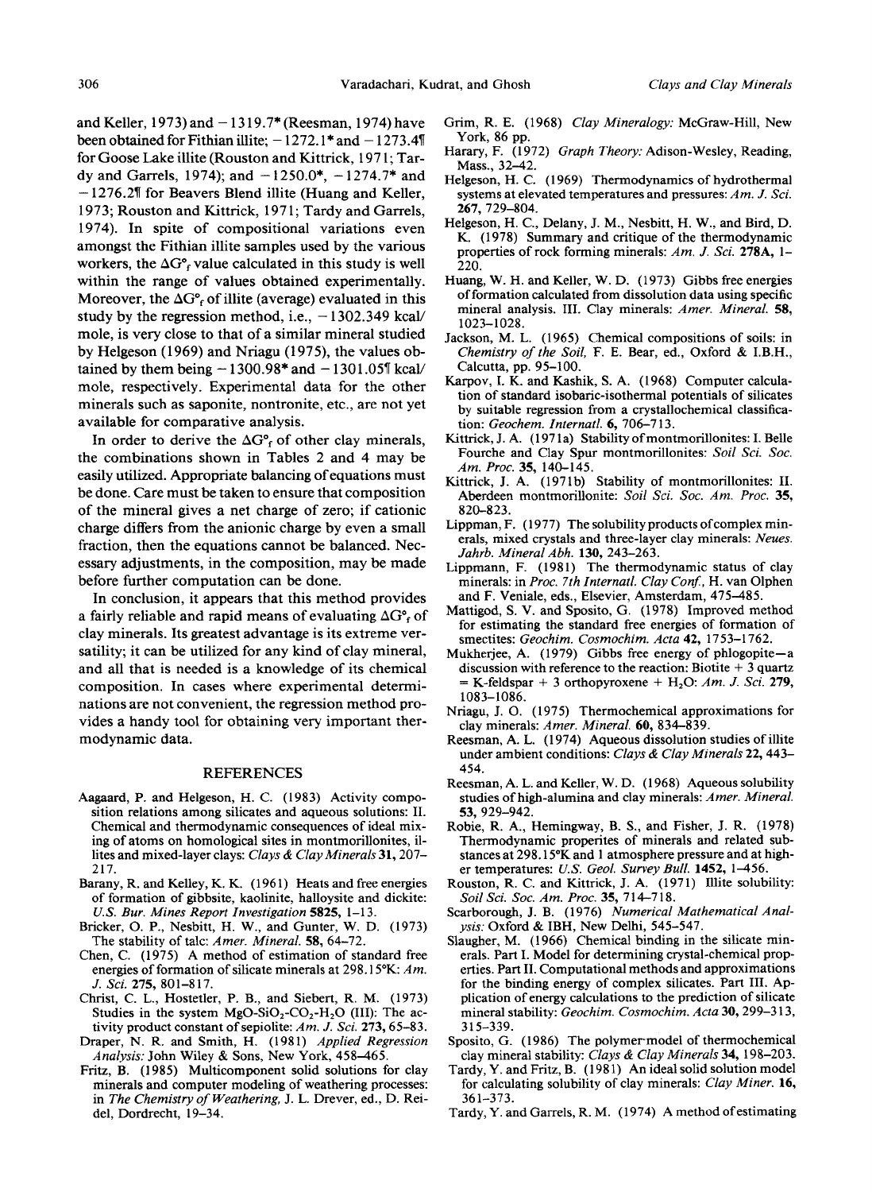and Keller, 1973) and −1319.7* (Reesman, 1974) have been obtained for Fithian illite; −1272.1* and −1273.4¶ for Goose Lake illite (Rouston and Kittrick, 1971; Tardy and Garrels, 1974); and −1250.0*, −1274.7* and −1276.2¶ for Beavers Blend illite (Huang and Keller, 1973; Rouston and Kittrick, 1971; Tardy and Garrels, 1974). In spite of compositional variations even amongst the Fithian illite samples used by the various workers, the $\Delta G°_f$ value calculated in this study is well within the range of values obtained experimentally. Moreover, the $\Delta G°_f$ of illite (average) evaluated in this study by the regression method, i.e., −1302.349 kcal/mole, is very close to that of a similar mineral studied by Helgeson (1969) and Nriagu (1975), the values obtained by them being −1300.98* and −1301.05¶ kcal/mole, respectively. Experimental data for the other minerals such as saponite, nontronite, etc., are not yet available for comparative analysis.

In order to derive the $\Delta G°_f$ of other clay minerals, the combinations shown in Tables 2 and 4 may be easily utilized. Appropriate balancing of equations must be done. Care must be taken to ensure that composition of the mineral gives a net charge of zero; if cationic charge differs from the anionic charge by even a small fraction, then the equations cannot be balanced. Necessary adjustments, in the composition, may be made before further computation can be done.

In conclusion, it appears that this method provides a fairly reliable and rapid means of evaluating $\Delta G°_f$ of clay minerals. Its greatest advantage is its extreme versatility; it can be utilized for any kind of clay mineral, and all that is needed is a knowledge of its chemical composition. In cases where experimental determinations are not convenient, the regression method provides a handy tool for obtaining very important thermodynamic data.

## REFERENCES

Aagaard, P. and Helgeson, H. C. (1983) Activity composition relations among silicates and aqueous solutions: II. Chemical and thermodynamic consequences of ideal mixing of atoms on homological sites in montmorillonites, illites and mixed-layer clays: *Clays & Clay Minerals* **31**, 207–217.

Barany, R. and Kelley, K. K. (1961) Heats and free energies of formation of gibbsite, kaolinite, halloysite and dickite: *U.S. Bur. Mines Report Investigation* **5825**, 1–13.

Bricker, O. P., Nesbitt, H. W., and Gunter, W. D. (1973) The stability of talc: *Amer. Mineral.* **58**, 64–72.

Chen, C. (1975) A method of estimation of standard free energies of formation of silicate minerals at 298.15°K: *Am. J. Sci.* **275**, 801–817.

Christ, C. L., Hostetler, P. B., and Siebert, R. M. (1973) Studies in the system $MgO$-$SiO_2$-$CO_2$-$H_2O$ (III): The activity product constant of sepiolite: *Am. J. Sci.* **273**, 65–83.

Draper, N. R. and Smith, H. (1981) *Applied Regression Analysis:* John Wiley & Sons, New York, 458–465.

Fritz, B. (1985) Multicomponent solid solutions for clay minerals and computer modeling of weathering processes: in *The Chemistry of Weathering,* J. L. Drever, ed., D. Reidel, Dordrecht, 19–34.

Grim, R. E. (1968) *Clay Mineralogy:* McGraw-Hill, New York, 86 pp.

Harary, F. (1972) *Graph Theory:* Adison-Wesley, Reading, Mass., 32–42.

Helgeson, H. C. (1969) Thermodynamics of hydrothermal systems at elevated temperatures and pressures: *Am. J. Sci.* **267**, 729–804.

Helgeson, H. C., Delany, J. M., Nesbitt, H. W., and Bird, D. K. (1978) Summary and critique of the thermodynamic properties of rock forming minerals: *Am. J. Sci.* **278A**, 1–220.

Huang, W. H. and Keller, W. D. (1973) Gibbs free energies of formation calculated from dissolution data using specific mineral analysis. III. Clay minerals: *Amer. Mineral.* **58**, 1023–1028.

Jackson, M. L. (1965) Chemical compositions of soils: in *Chemistry of the Soil,* F. E. Bear, ed., Oxford & I.B.H., Calcutta, pp. 95–100.

Karpov, I. K. and Kashik, S. A. (1968) Computer calculation of standard isobaric-isothermal potentials of silicates by suitable regression from a crystallochemical classification: *Geochem. Internatl.* **6**, 706–713.

Kittrick, J. A. (1971a) Stability of montmorillonites: I. Belle Fourche and Clay Spur montmorillonites: *Soil Sci. Soc. Am. Proc.* **35**, 140–145.

Kittrick, J. A. (1971b) Stability of montmorillonites: II. Aberdeen montmorillonite: *Soil Sci. Soc. Am. Proc.* **35**, 820–823.

Lippman, F. (1977) The solubility products of complex minerals, mixed crystals and three-layer clay minerals: *Neues. Jahrb. Mineral Abh.* **130**, 243–263.

Lippmann, F. (1981) The thermodynamic status of clay minerals: in *Proc. 7th Internatl. Clay Conf.,* H. van Olphen and F. Veniale, eds., Elsevier, Amsterdam, 475–485.

Mattigod, S. V. and Sposito, G. (1978) Improved method for estimating the standard free energies of formation of smectites: *Geochim. Cosmochim. Acta* **42**, 1753–1762.

Mukherjee, A. (1979) Gibbs free energy of phlogopite—a discussion with reference to the reaction: Biotite + 3 quartz = K-feldspar + 3 orthopyroxene + $H_2O$: *Am. J. Sci.* **279**, 1083–1086.

Nriagu, J. O. (1975) Thermochemical approximations for clay minerals: *Amer. Mineral.* **60**, 834–839.

Reesman, A. L. (1974) Aqueous dissolution studies of illite under ambient conditions: *Clays & Clay Minerals* **22**, 443–454.

Reesman, A. L. and Keller, W. D. (1968) Aqueous solubility studies of high-alumina and clay minerals: *Amer. Mineral.* **53**, 929–942.

Robie, R. A., Hemingway, B. S., and Fisher, J. R. (1978) Thermodynamic properites of minerals and related substances at 298.15°K and 1 atmosphere pressure and at higher temperatures: *U.S. Geol. Survey Bull.* **1452**, 1–456.

Rouston, R. C. and Kittrick, J. A. (1971) Illite solubility: *Soil Sci. Soc. Am. Proc.* **35**, 714–718.

Scarborough, J. B. (1976) *Numerical Mathematical Analysis:* Oxford & IBH, New Delhi, 545–547.

Slaugher, M. (1966) Chemical binding in the silicate minerals. Part I. Model for determining crystal-chemical properties. Part II. Computational methods and approximations for the binding energy of complex silicates. Part III. Application of energy calculations to the prediction of silicate mineral stability: *Geochim. Cosmochim. Acta* **30**, 299–313, 315–339.

Sposito, G. (1986) The polymer-model of thermochemical clay mineral stability: *Clays & Clay Minerals* **34**, 198–203.

Tardy, Y. and Fritz, B. (1981) An ideal solid solution model for calculating solubility of clay minerals: *Clay Miner.* **16**, 361–373.

Tardy, Y. and Garrels, R. M. (1974) A method of estimating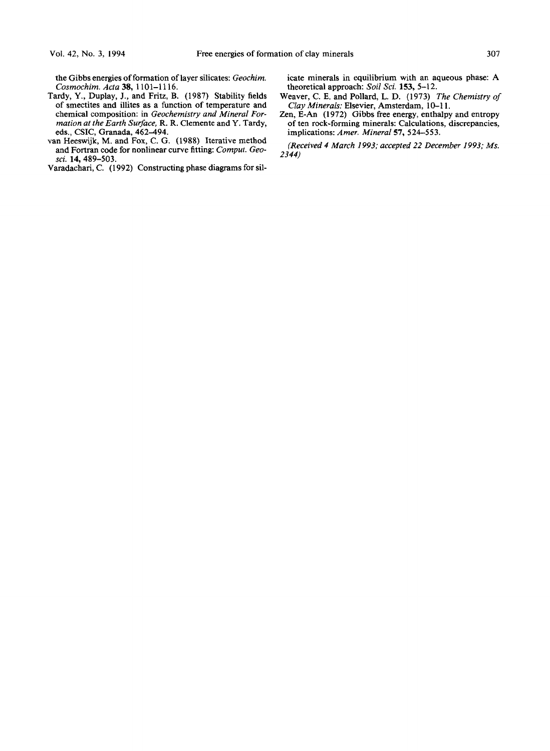the Gibbs energies of formation of layer silicates: *Geochim. Cosmochim. Acta* **38,** 1101–1116.

Tardy, Y., Duplay, J., and Fritz, B. (1987) Stability fields of smectites and illites as a function of temperature and chemical composition: in *Geochemistry and Mineral Formation at the Earth Surface,* R. R. Clemente and Y. Tardy, eds., CSIC, Granada, 462–494.

van Heeswijk, M. and Fox, C. G. (1988) Iterative method and Fortran code for nonlinear curve fitting: *Comput. Geosci.* **14,** 489–503.

Varadachari, C. (1992) Constructing phase diagrams for silicate minerals in equilibrium with an aqueous phase: A theoretical approach: *Soil Sci.* **153,** 5–12.

Weaver, C. E. and Pollard, L. D. (1973) *The Chemistry of Clay Minerals:* Elsevier, Amsterdam, 10–11.

Zen, E-An (1972) Gibbs free energy, enthalpy and entropy of ten rock-forming minerals: Calculations, discrepancies, implications: *Amer. Mineral* **57,** 524–553.

*(Received 4 March 1993; accepted 22 December 1993; Ms. 2344)*